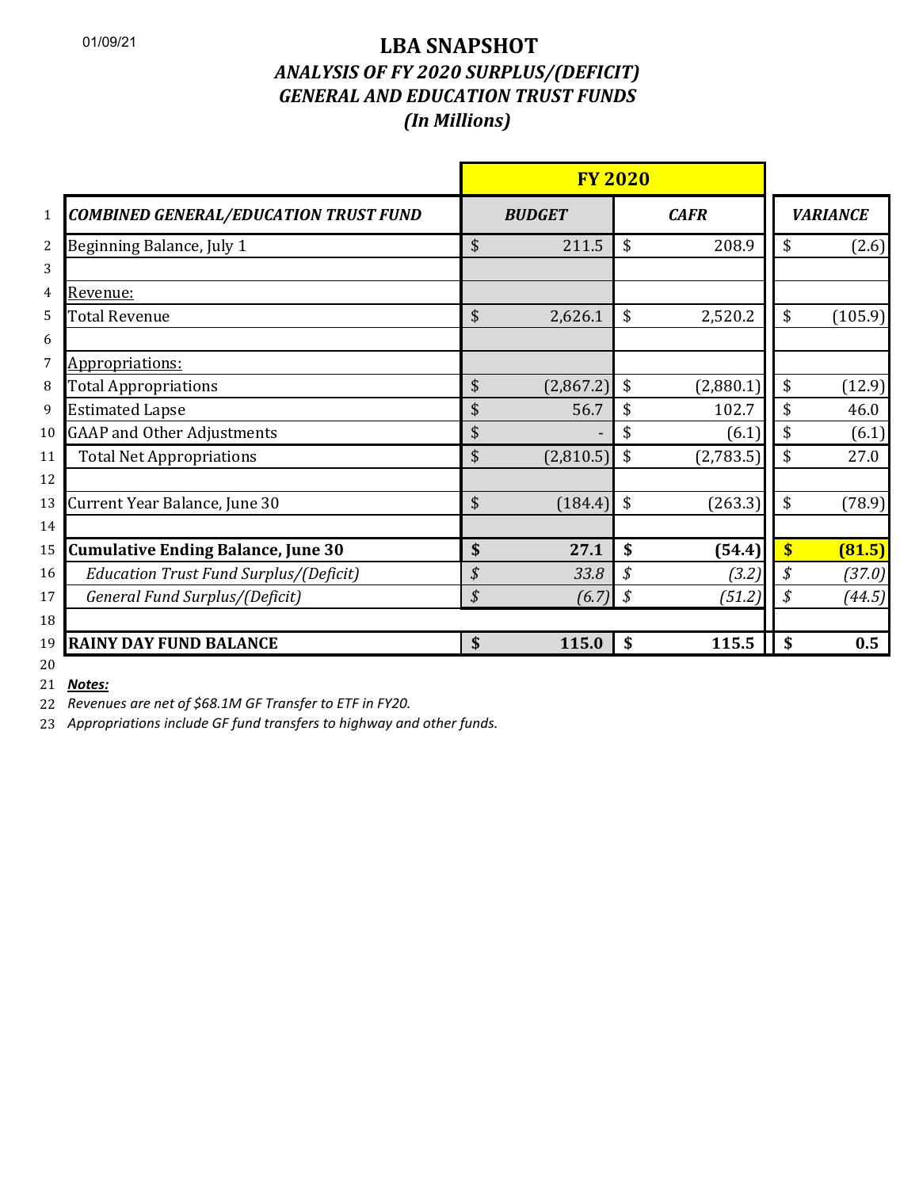01/09/21

# LBA SNAPSHOT

## *ANALYSIS OF FY 2020 SURPLUS/(DEFICIT)*
## *GENERAL AND EDUCATION TRUST FUNDS*
## *(In Millions)*

| | | **FY 2020** | | |
|---|---|---|---|---|
| 1 | ***COMBINED GENERAL/EDUCATION TRUST FUND*** | ***BUDGET*** | ***CAFR*** | ***VARIANCE*** |
| 2 | Beginning Balance, July 1 | $ 211.5 | $ 208.9 | $ (2.6) |
| 3 | | | | |
| 4 | Revenue: | | | |
| 5 | Total Revenue | $ 2,626.1 | $ 2,520.2 | $ (105.9) |
| 6 | | | | |
| 7 | Appropriations: | | | |
| 8 | Total Appropriations | $ (2,867.2) | $ (2,880.1) | $ (12.9) |
| 9 | Estimated Lapse | $ 56.7 | $ 102.7 | $ 46.0 |
| 10 | GAAP and Other Adjustments | $ - | $ (6.1) | $ (6.1) |
| 11 | Total Net Appropriations | $ (2,810.5) | $ (2,783.5) | $ 27.0 |
| 12 | | | | |
| 13 | Current Year Balance, June 30 | $ (184.4) | $ (263.3) | $ (78.9) |
| 14 | | | | |
| 15 | **Cumulative Ending Balance, June 30** | **$ 27.1** | **$ (54.4)** | **$ (81.5)** |
| 16 | *Education Trust Fund Surplus/(Deficit)* | *$ 33.8* | *$ (3.2)* | *$ (37.0)* |
| 17 | *General Fund Surplus/(Deficit)* | *$ (6.7)* | *$ (51.2)* | *$ (44.5)* |
| 18 | | | | |
| 19 | **RAINY DAY FUND BALANCE** | **$ 115.0** | **$ 115.5** | **$ 0.5** |

21 ***Notes:***

22 *Revenues are net of $68.1M GF Transfer to ETF in FY20.*

23 *Appropriations include GF fund transfers to highway and other funds.*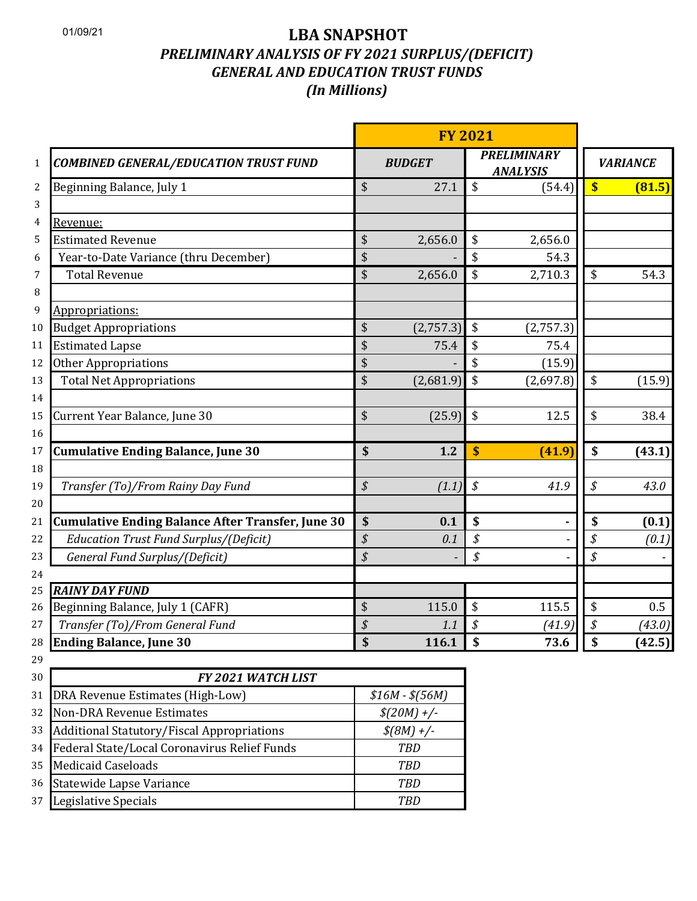01/09/21

# LBA SNAPSHOT

## *PRELIMINARY ANALYSIS OF FY 2021 SURPLUS/(DEFICIT)*
## *GENERAL AND EDUCATION TRUST FUNDS*
## *(In Millions)*

| | | FY 2021 | | |
|---|---|---|---|---|
| 1 | ***COMBINED GENERAL/EDUCATION TRUST FUND*** | ***BUDGET*** | ***PRELIMINARY ANALYSIS*** | ***VARIANCE*** |
| 2 | Beginning Balance, July 1 | $ 27.1 | $ (54.4) | **$ (81.5)** |
| 3 | | | | |
| 4 | Revenue: | | | |
| 5 | Estimated Revenue | $ 2,656.0 | $ 2,656.0 | |
| 6 | Year-to-Date Variance (thru December) | $ - | $ 54.3 | |
| 7 | Total Revenue | $ 2,656.0 | $ 2,710.3 | $ 54.3 |
| 8 | | | | |
| 9 | Appropriations: | | | |
| 10 | Budget Appropriations | $ (2,757.3) | $ (2,757.3) | |
| 11 | Estimated Lapse | $ 75.4 | $ 75.4 | |
| 12 | Other Appropriations | $ - | $ (15.9) | |
| 13 | Total Net Appropriations | $ (2,681.9) | $ (2,697.8) | $ (15.9) |
| 14 | | | | |
| 15 | Current Year Balance, June 30 | $ (25.9) | $ 12.5 | $ 38.4 |
| 16 | | | | |
| 17 | **Cumulative Ending Balance, June 30** | **$ 1.2** | **$ (41.9)** | **$ (43.1)** |
| 18 | | | | |
| 19 | *Transfer (To)/From Rainy Day Fund* | *$ (1.1)* | *$ 41.9* | *$ 43.0* |
| 20 | | | | |
| 21 | **Cumulative Ending Balance After Transfer, June 30** | **$ 0.1** | **$ -** | **$ (0.1)** |
| 22 | *Education Trust Fund Surplus/(Deficit)* | *$ 0.1* | *$ -* | *$ (0.1)* |
| 23 | *General Fund Surplus/(Deficit)* | *$ -* | *$ -* | *$ -* |
| 24 | | | | |
| 25 | ***RAINY DAY FUND*** | | | |
| 26 | Beginning Balance, July 1 (CAFR) | $ 115.0 | $ 115.5 | $ 0.5 |
| 27 | *Transfer (To)/From General Fund* | *$ 1.1* | *$ (41.9)* | *$ (43.0)* |
| 28 | **Ending Balance, June 30** | **$ 116.1** | **$ 73.6** | **$ (42.5)** |

| | | |
|---|---|---|
| 30 | ***FY 2021 WATCH LIST*** | |
| 31 | DRA Revenue Estimates (High-Low) | *$16M - $(56M)* |
| 32 | Non-DRA Revenue Estimates | *$(20M) +/-* |
| 33 | Additional Statutory/Fiscal Appropriations | *$(8M) +/-* |
| 34 | Federal State/Local Coronavirus Relief Funds | *TBD* |
| 35 | Medicaid Caseloads | *TBD* |
| 36 | Statewide Lapse Variance | *TBD* |
| 37 | Legislative Specials | *TBD* |